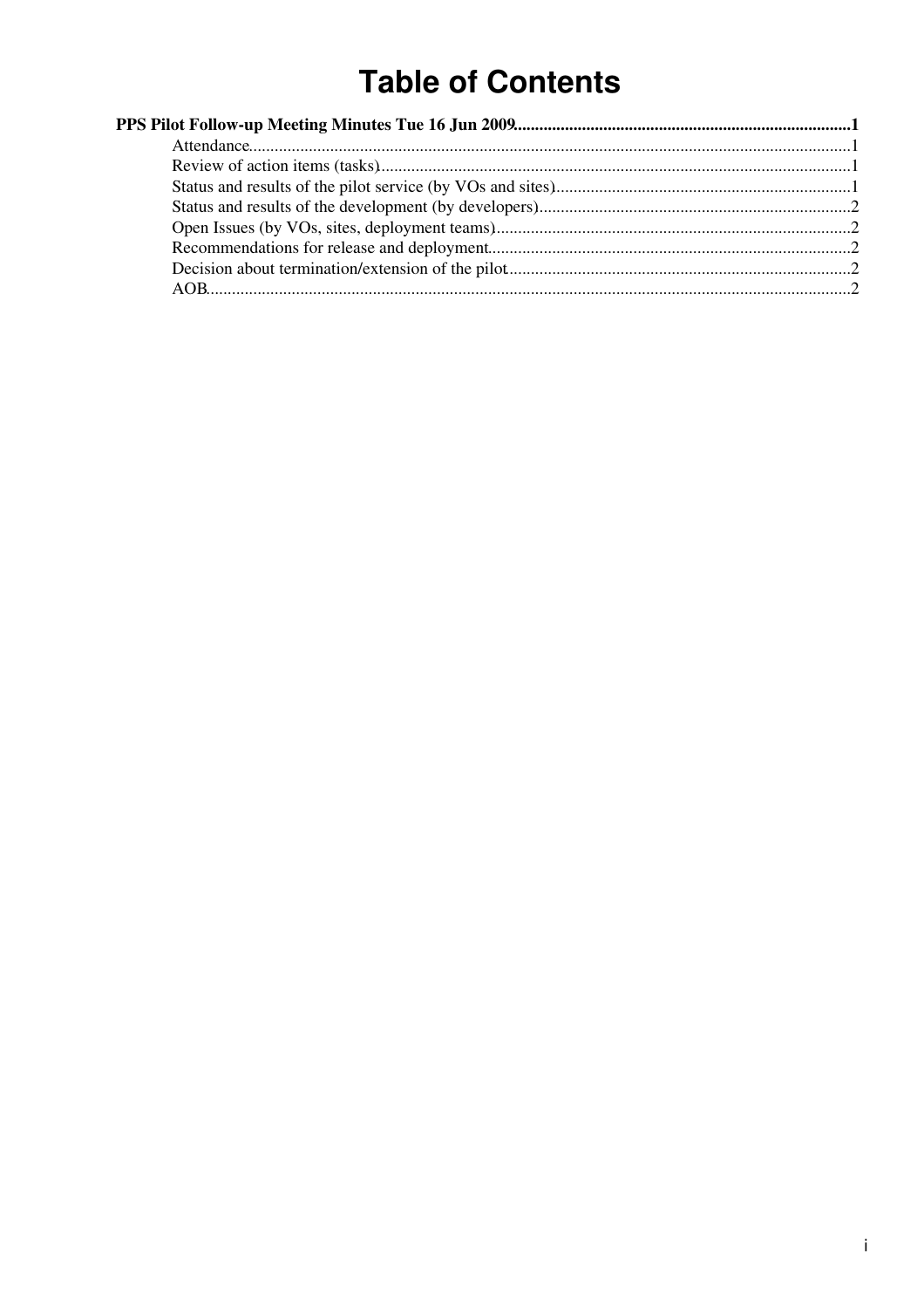# Table of Contents

**PPS Pilot Follow-up Meeting Minutes Tue 16 Jun 2009**......1

- Attendance......1
- Review of action items (tasks)......1
- Status and results of the pilot service (by VOs and sites)......1
- Status and results of the development (by developers)......2
- Open Issues (by VOs, sites, deployment teams)......2
- Recommendations for release and deployment......2
- Decision about termination/extension of the pilot......2
- AOB......2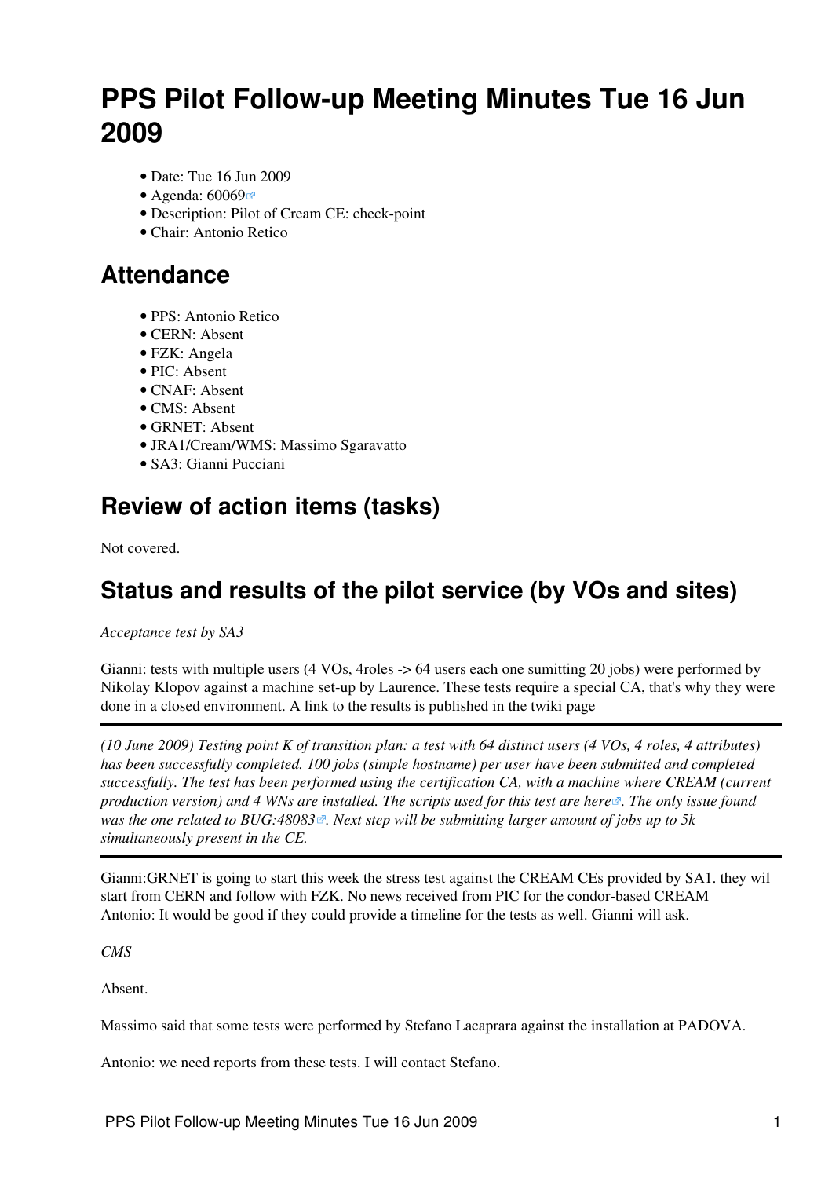# PPS Pilot Follow-up Meeting Minutes Tue 16 Jun 2009

- Date: Tue 16 Jun 2009
- Agenda: 60069
- Description: Pilot of Cream CE: check-point
- Chair: Antonio Retico

## Attendance

- PPS: Antonio Retico
- CERN: Absent
- FZK: Angela
- PIC: Absent
- CNAF: Absent
- CMS: Absent
- GRNET: Absent
- JRA1/Cream/WMS: Massimo Sgaravatto
- SA3: Gianni Pucciani

## Review of action items (tasks)

Not covered.

## Status and results of the pilot service (by VOs and sites)

*Acceptance test by SA3*

Gianni: tests with multiple users (4 VOs, 4roles -> 64 users each one sumitting 20 jobs) were performed by Nikolay Klopov against a machine set-up by Laurence. These tests require a special CA, that's why they were done in a closed environment. A link to the results is published in the twiki page

---

*(10 June 2009) Testing point K of transition plan: a test with 64 distinct users (4 VOs, 4 roles, 4 attributes) has been successfully completed. 100 jobs (simple hostname) per user have been submitted and completed successfully. The test has been performed using the certification CA, with a machine where CREAM (current production version) and 4 WNs are installed. The scripts used for this test are here. The only issue found was the one related to BUG:48083. Next step will be submitting larger amount of jobs up to 5k simultaneously present in the CE.*

---

Gianni:GRNET is going to start this week the stress test against the CREAM CEs provided by SA1. they wil start from CERN and follow with FZK. No news received from PIC for the condor-based CREAM
Antonio: It would be good if they could provide a timeline for the tests as well. Gianni will ask.

*CMS*

Absent.

Massimo said that some tests were performed by Stefano Lacaprara against the installation at PADOVA.

Antonio: we need reports from these tests. I will contact Stefano.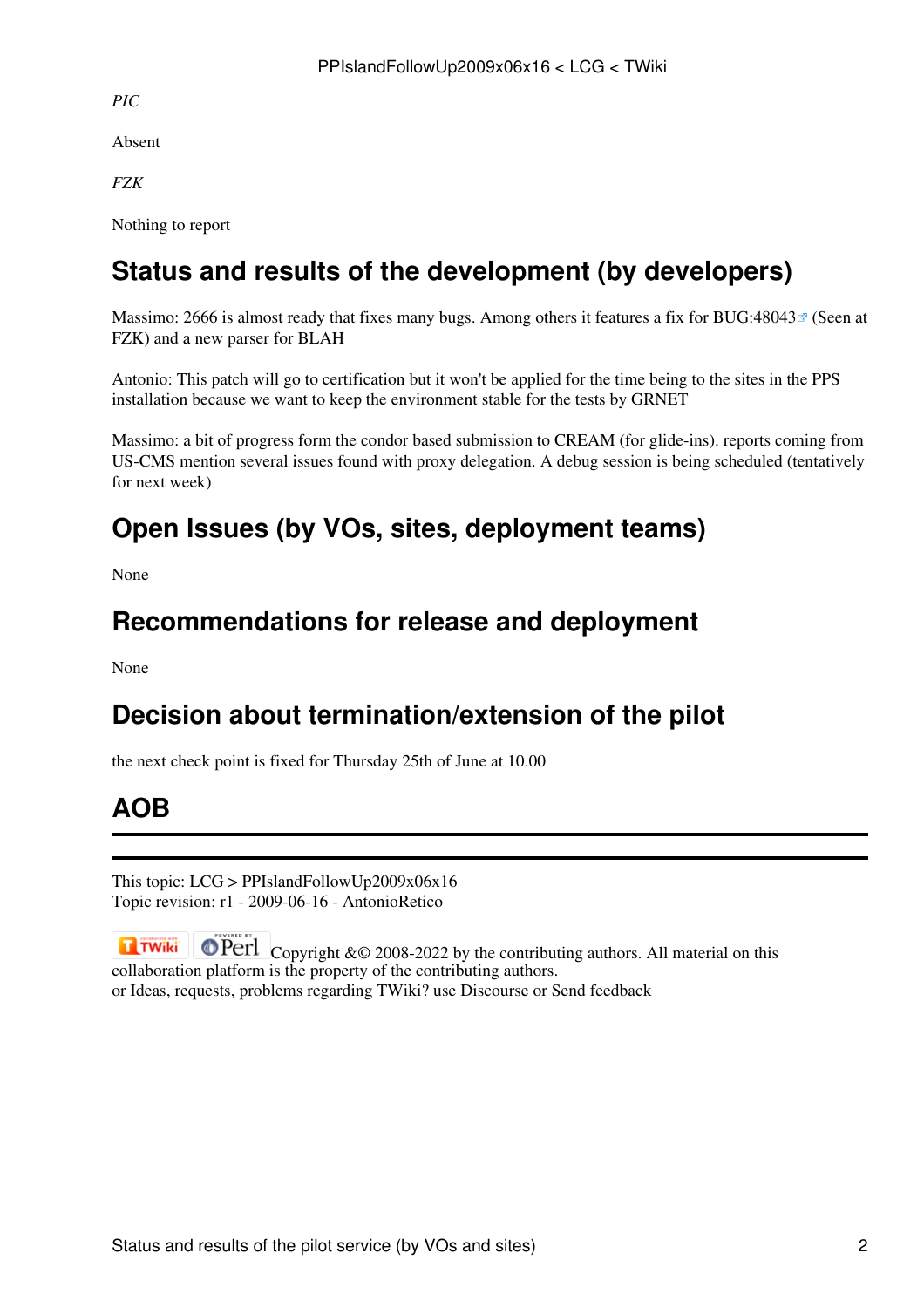*PIC*

Absent

*FZK*

Nothing to report

## Status and results of the development (by developers)

Massimo: 2666 is almost ready that fixes many bugs. Among others it features a fix for BUG:48043 (Seen at FZK) and a new parser for BLAH

Antonio: This patch will go to certification but it won't be applied for the time being to the sites in the PPS installation because we want to keep the environment stable for the tests by GRNET

Massimo: a bit of progress form the condor based submission to CREAM (for glide-ins). reports coming from US-CMS mention several issues found with proxy delegation. A debug session is being scheduled (tentatively for next week)

## Open Issues (by VOs, sites, deployment teams)

None

## Recommendations for release and deployment

None

## Decision about termination/extension of the pilot

the next check point is fixed for Thursday 25th of June at 10.00

## AOB

---

---

This topic: LCG > PPIslandFollowUp2009x06x16
Topic revision: r1 - 2009-06-16 - AntonioRetico

Copyright &© 2008-2022 by the contributing authors. All material on this collaboration platform is the property of the contributing authors.
or Ideas, requests, problems regarding TWiki? use Discourse or Send feedback